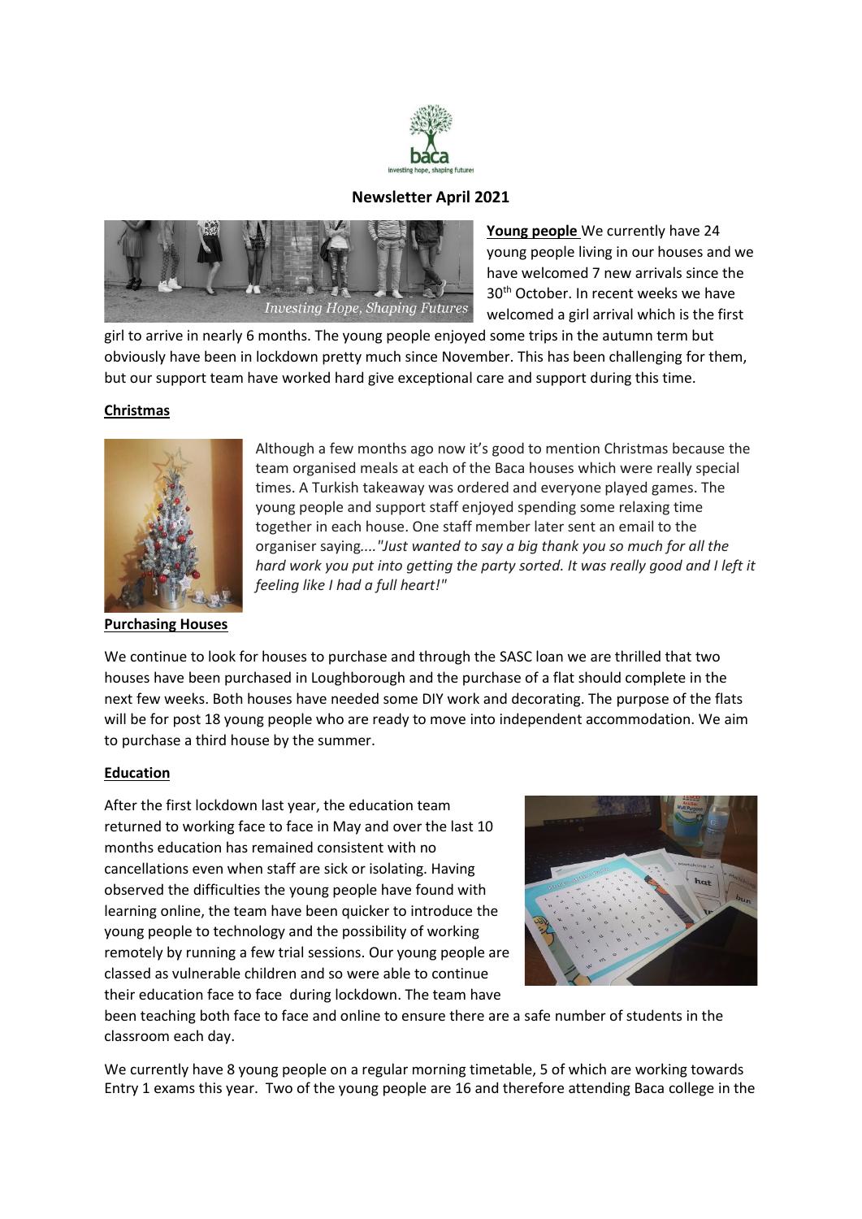# Newsletter April 2021

**Young people** We currently have 24 young people living in our houses and we have welcomed 7 new arrivals since the 30th October. In recent weeks we have welcomed a girl arrival which is the first girl to arrive in nearly 6 months. The young people enjoyed some trips in the autumn term but obviously have been in lockdown pretty much since November. This has been challenging for them, but our support team have worked hard give exceptional care and support during this time.

## Christmas

Although a few months ago now it's good to mention Christmas because the team organised meals at each of the Baca houses which were really special times. A Turkish takeaway was ordered and everyone played games. The young people and support staff enjoyed spending some relaxing time together in each house. One staff member later sent an email to the organiser saying....*"Just wanted to say a big thank you so much for all the hard work you put into getting the party sorted. It was really good and I left it feeling like I had a full heart!"*

## Purchasing Houses

We continue to look for houses to purchase and through the SASC loan we are thrilled that two houses have been purchased in Loughborough and the purchase of a flat should complete in the next few weeks. Both houses have needed some DIY work and decorating. The purpose of the flats will be for post 18 young people who are ready to move into independent accommodation. We aim to purchase a third house by the summer.

## Education

After the first lockdown last year, the education team returned to working face to face in May and over the last 10 months education has remained consistent with no cancellations even when staff are sick or isolating. Having observed the difficulties the young people have found with learning online, the team have been quicker to introduce the young people to technology and the possibility of working remotely by running a few trial sessions. Our young people are classed as vulnerable children and so were able to continue their education face to face during lockdown. The team have been teaching both face to face and online to ensure there are a safe number of students in the classroom each day.

We currently have 8 young people on a regular morning timetable, 5 of which are working towards Entry 1 exams this year. Two of the young people are 16 and therefore attending Baca college in the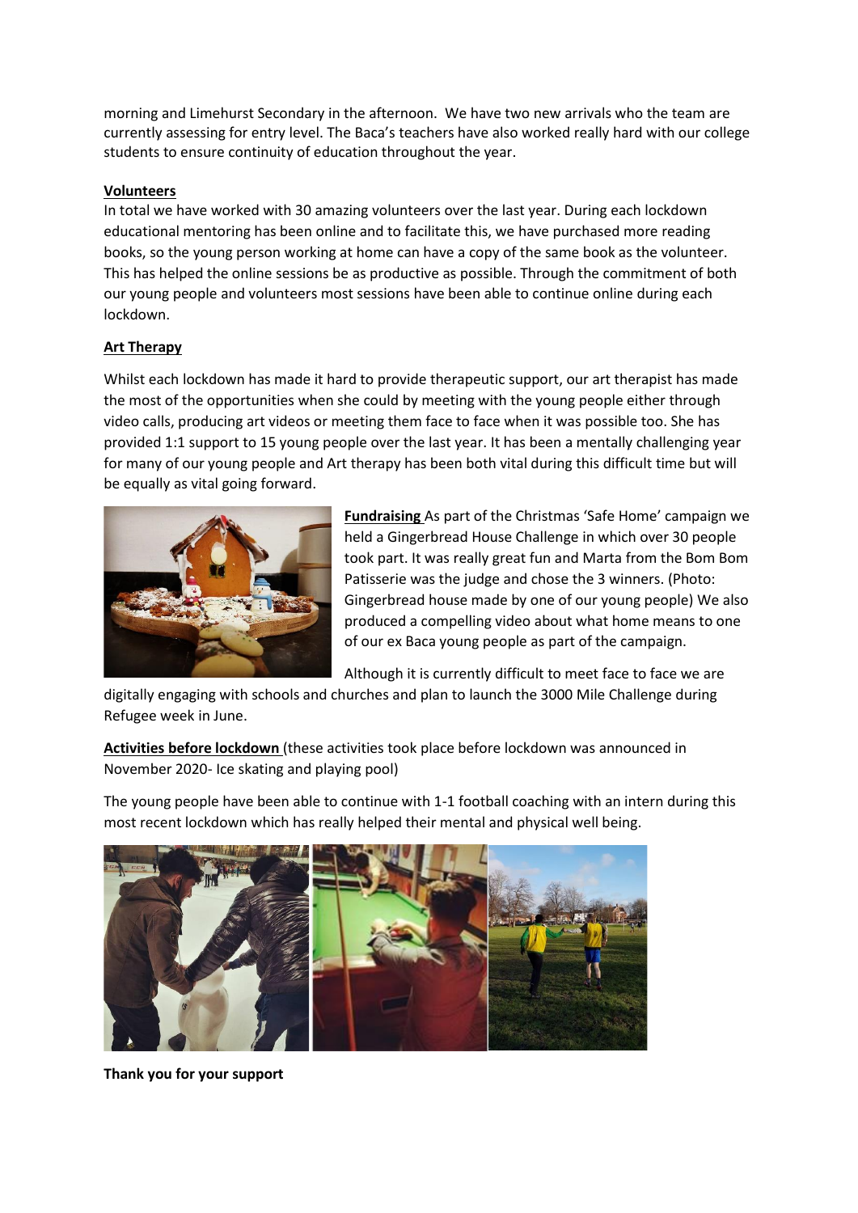morning and Limehurst Secondary in the afternoon. We have two new arrivals who the team are currently assessing for entry level. The Baca's teachers have also worked really hard with our college students to ensure continuity of education throughout the year.

**Volunteers**

In total we have worked with 30 amazing volunteers over the last year. During each lockdown educational mentoring has been online and to facilitate this, we have purchased more reading books, so the young person working at home can have a copy of the same book as the volunteer. This has helped the online sessions be as productive as possible. Through the commitment of both our young people and volunteers most sessions have been able to continue online during each lockdown.

**Art Therapy**

Whilst each lockdown has made it hard to provide therapeutic support, our art therapist has made the most of the opportunities when she could by meeting with the young people either through video calls, producing art videos or meeting them face to face when it was possible too. She has provided 1:1 support to 15 young people over the last year. It has been a mentally challenging year for many of our young people and Art therapy has been both vital during this difficult time but will be equally as vital going forward.

**Fundraising** As part of the Christmas 'Safe Home' campaign we held a Gingerbread House Challenge in which over 30 people took part. It was really great fun and Marta from the Bom Bom Patisserie was the judge and chose the 3 winners. (Photo: Gingerbread house made by one of our young people) We also produced a compelling video about what home means to one of our ex Baca young people as part of the campaign.

Although it is currently difficult to meet face to face we are digitally engaging with schools and churches and plan to launch the 3000 Mile Challenge during Refugee week in June.

**Activities before lockdown** (these activities took place before lockdown was announced in November 2020- Ice skating and playing pool)

The young people have been able to continue with 1-1 football coaching with an intern during this most recent lockdown which has really helped their mental and physical well being.

**Thank you for your support**